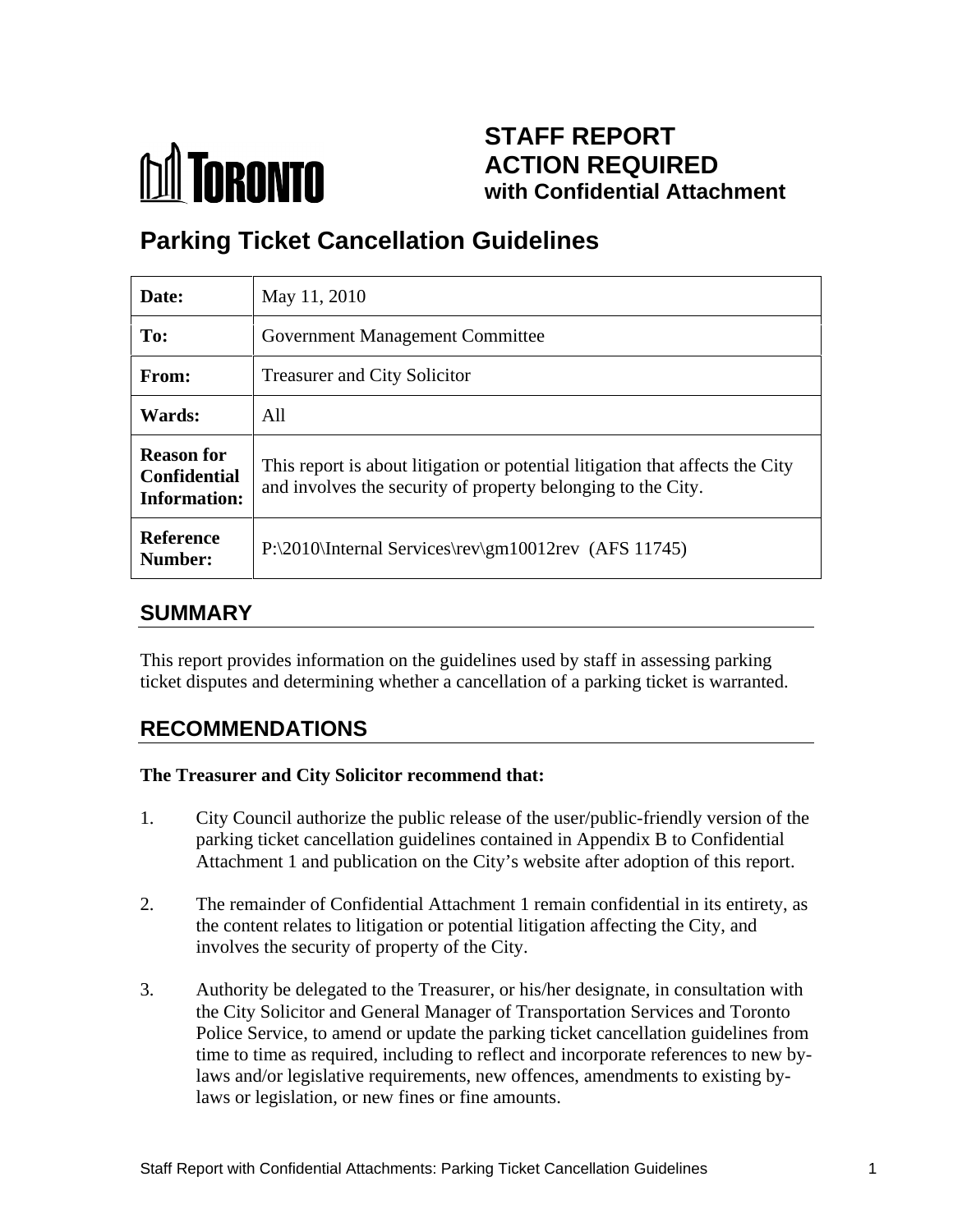TORONTO

# STAFF REPORT ACTION REQUIRED with Confidential Attachment

## Parking Ticket Cancellation Guidelines

| **Date:** | May 11, 2010 |
|---|---|
| **To:** | Government Management Committee |
| **From:** | Treasurer and City Solicitor |
| **Wards:** | All |
| **Reason for Confidential Information:** | This report is about litigation or potential litigation that affects the City and involves the security of property belonging to the City. |
| **Reference Number:** | P:\2010\Internal Services\rev\gm10012rev (AFS 11745) |

## SUMMARY

This report provides information on the guidelines used by staff in assessing parking ticket disputes and determining whether a cancellation of a parking ticket is warranted.

## RECOMMENDATIONS

**The Treasurer and City Solicitor recommend that:**

1. City Council authorize the public release of the user/public-friendly version of the parking ticket cancellation guidelines contained in Appendix B to Confidential Attachment 1 and publication on the City's website after adoption of this report.

2. The remainder of Confidential Attachment 1 remain confidential in its entirety, as the content relates to litigation or potential litigation affecting the City, and involves the security of property of the City.

3. Authority be delegated to the Treasurer, or his/her designate, in consultation with the City Solicitor and General Manager of Transportation Services and Toronto Police Service, to amend or update the parking ticket cancellation guidelines from time to time as required, including to reflect and incorporate references to new by-laws and/or legislative requirements, new offences, amendments to existing by-laws or legislation, or new fines or fine amounts.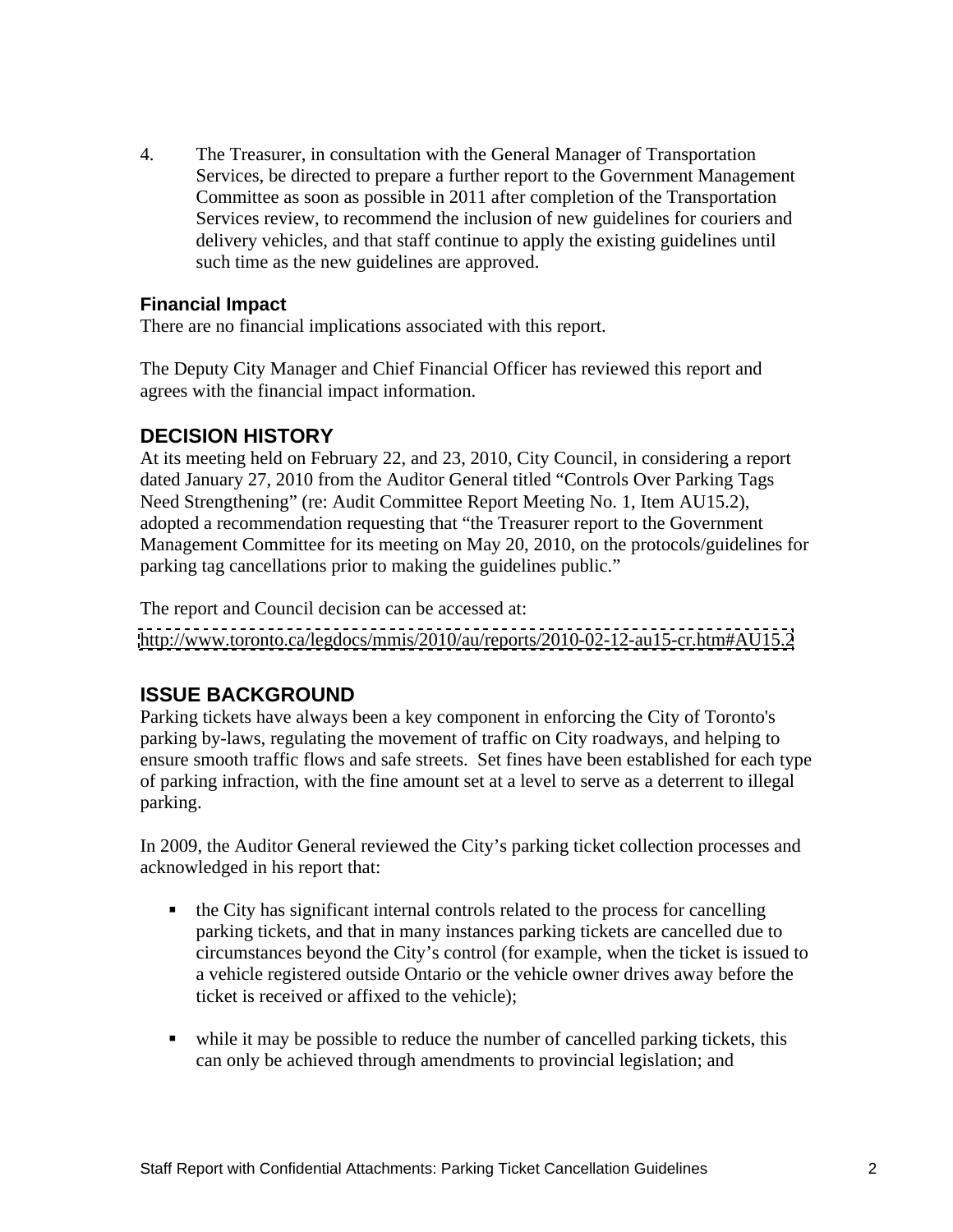4. The Treasurer, in consultation with the General Manager of Transportation Services, be directed to prepare a further report to the Government Management Committee as soon as possible in 2011 after completion of the Transportation Services review, to recommend the inclusion of new guidelines for couriers and delivery vehicles, and that staff continue to apply the existing guidelines until such time as the new guidelines are approved.

### Financial Impact

There are no financial implications associated with this report.

The Deputy City Manager and Chief Financial Officer has reviewed this report and agrees with the financial impact information.

## DECISION HISTORY

At its meeting held on February 22, and 23, 2010, City Council, in considering a report dated January 27, 2010 from the Auditor General titled "Controls Over Parking Tags Need Strengthening" (re: Audit Committee Report Meeting No. 1, Item AU15.2), adopted a recommendation requesting that "the Treasurer report to the Government Management Committee for its meeting on May 20, 2010, on the protocols/guidelines for parking tag cancellations prior to making the guidelines public."

The report and Council decision can be accessed at:
http://www.toronto.ca/legdocs/mmis/2010/au/reports/2010-02-12-au15-cr.htm#AU15.2

## ISSUE BACKGROUND

Parking tickets have always been a key component in enforcing the City of Toronto's parking by-laws, regulating the movement of traffic on City roadways, and helping to ensure smooth traffic flows and safe streets. Set fines have been established for each type of parking infraction, with the fine amount set at a level to serve as a deterrent to illegal parking.

In 2009, the Auditor General reviewed the City's parking ticket collection processes and acknowledged in his report that:

- the City has significant internal controls related to the process for cancelling parking tickets, and that in many instances parking tickets are cancelled due to circumstances beyond the City's control (for example, when the ticket is issued to a vehicle registered outside Ontario or the vehicle owner drives away before the ticket is received or affixed to the vehicle);

- while it may be possible to reduce the number of cancelled parking tickets, this can only be achieved through amendments to provincial legislation; and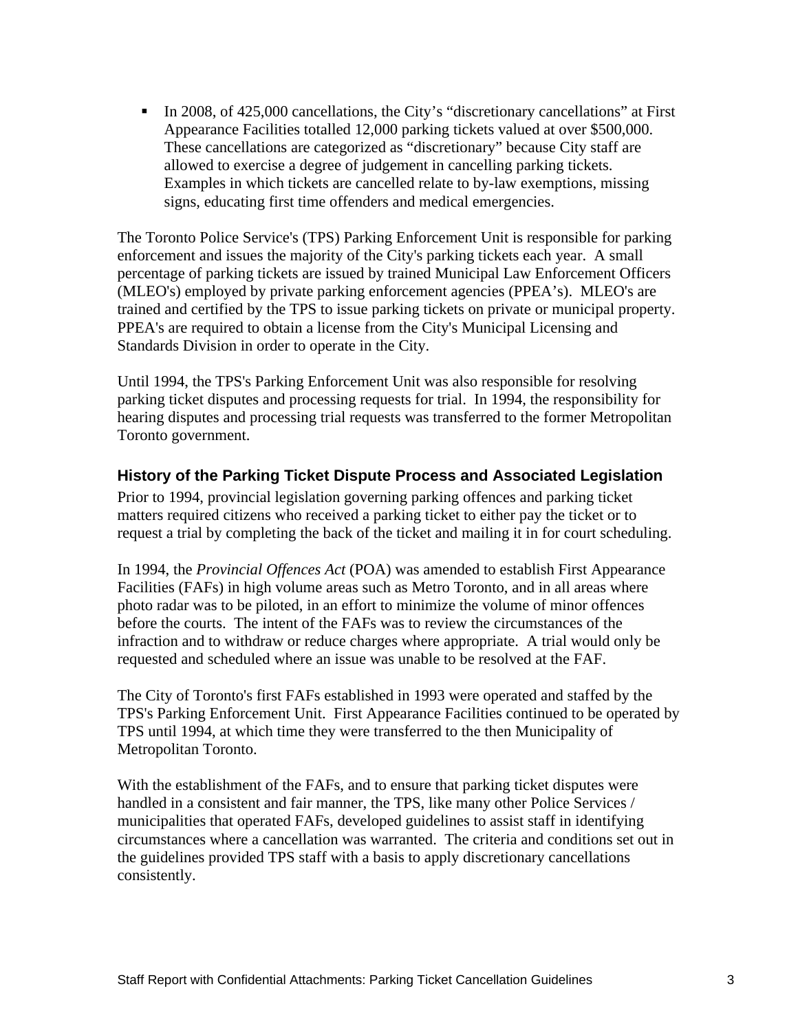- In 2008, of 425,000 cancellations, the City's "discretionary cancellations" at First Appearance Facilities totalled 12,000 parking tickets valued at over $500,000. These cancellations are categorized as "discretionary" because City staff are allowed to exercise a degree of judgement in cancelling parking tickets. Examples in which tickets are cancelled relate to by-law exemptions, missing signs, educating first time offenders and medical emergencies.

The Toronto Police Service's (TPS) Parking Enforcement Unit is responsible for parking enforcement and issues the majority of the City's parking tickets each year. A small percentage of parking tickets are issued by trained Municipal Law Enforcement Officers (MLEO's) employed by private parking enforcement agencies (PPEA's). MLEO's are trained and certified by the TPS to issue parking tickets on private or municipal property. PPEA's are required to obtain a license from the City's Municipal Licensing and Standards Division in order to operate in the City.

Until 1994, the TPS's Parking Enforcement Unit was also responsible for resolving parking ticket disputes and processing requests for trial. In 1994, the responsibility for hearing disputes and processing trial requests was transferred to the former Metropolitan Toronto government.

### History of the Parking Ticket Dispute Process and Associated Legislation

Prior to 1994, provincial legislation governing parking offences and parking ticket matters required citizens who received a parking ticket to either pay the ticket or to request a trial by completing the back of the ticket and mailing it in for court scheduling.

In 1994, the *Provincial Offences Act* (POA) was amended to establish First Appearance Facilities (FAFs) in high volume areas such as Metro Toronto, and in all areas where photo radar was to be piloted, in an effort to minimize the volume of minor offences before the courts. The intent of the FAFs was to review the circumstances of the infraction and to withdraw or reduce charges where appropriate. A trial would only be requested and scheduled where an issue was unable to be resolved at the FAF.

The City of Toronto's first FAFs established in 1993 were operated and staffed by the TPS's Parking Enforcement Unit. First Appearance Facilities continued to be operated by TPS until 1994, at which time they were transferred to the then Municipality of Metropolitan Toronto.

With the establishment of the FAFs, and to ensure that parking ticket disputes were handled in a consistent and fair manner, the TPS, like many other Police Services / municipalities that operated FAFs, developed guidelines to assist staff in identifying circumstances where a cancellation was warranted. The criteria and conditions set out in the guidelines provided TPS staff with a basis to apply discretionary cancellations consistently.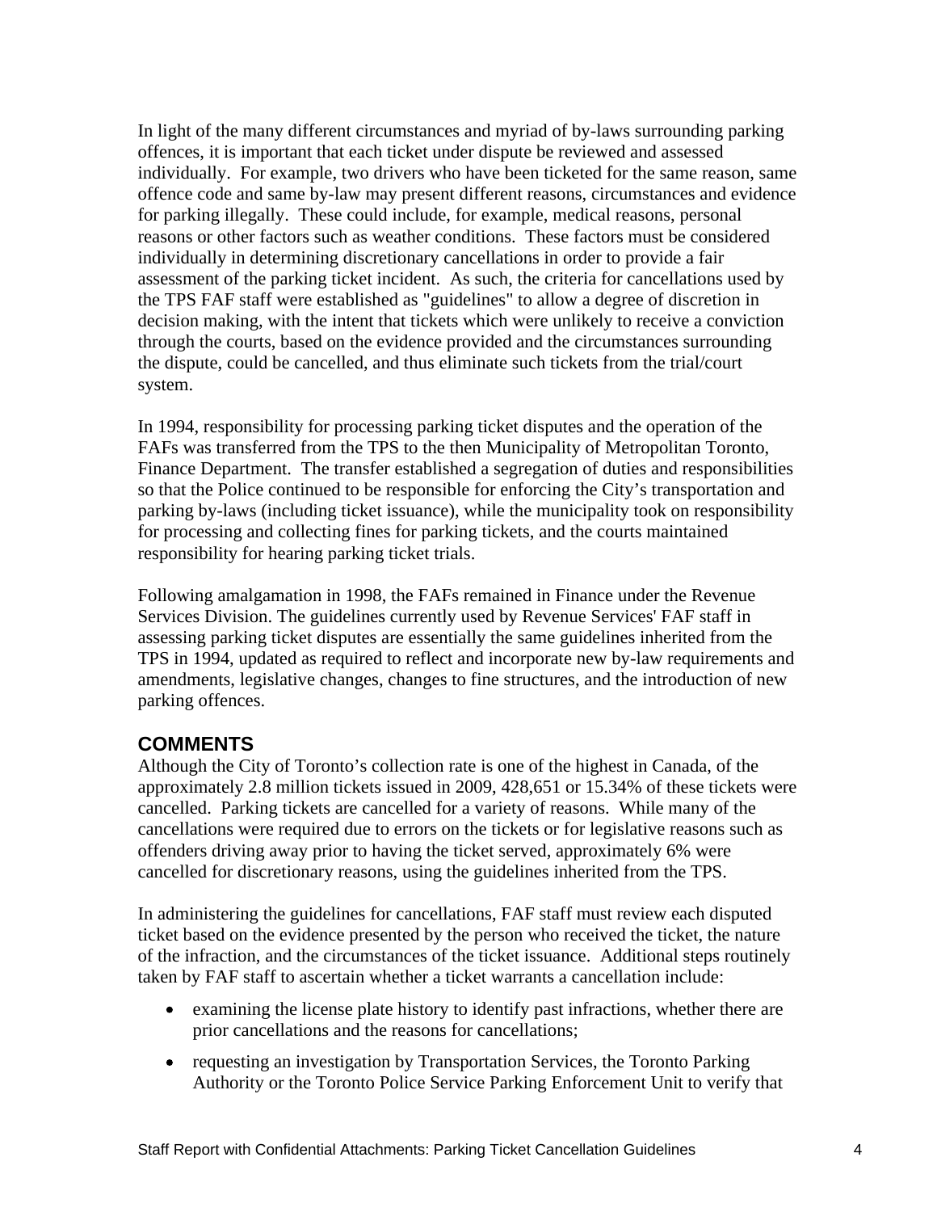In light of the many different circumstances and myriad of by-laws surrounding parking offences, it is important that each ticket under dispute be reviewed and assessed individually. For example, two drivers who have been ticketed for the same reason, same offence code and same by-law may present different reasons, circumstances and evidence for parking illegally. These could include, for example, medical reasons, personal reasons or other factors such as weather conditions. These factors must be considered individually in determining discretionary cancellations in order to provide a fair assessment of the parking ticket incident. As such, the criteria for cancellations used by the TPS FAF staff were established as "guidelines" to allow a degree of discretion in decision making, with the intent that tickets which were unlikely to receive a conviction through the courts, based on the evidence provided and the circumstances surrounding the dispute, could be cancelled, and thus eliminate such tickets from the trial/court system.

In 1994, responsibility for processing parking ticket disputes and the operation of the FAFs was transferred from the TPS to the then Municipality of Metropolitan Toronto, Finance Department. The transfer established a segregation of duties and responsibilities so that the Police continued to be responsible for enforcing the City's transportation and parking by-laws (including ticket issuance), while the municipality took on responsibility for processing and collecting fines for parking tickets, and the courts maintained responsibility for hearing parking ticket trials.

Following amalgamation in 1998, the FAFs remained in Finance under the Revenue Services Division. The guidelines currently used by Revenue Services' FAF staff in assessing parking ticket disputes are essentially the same guidelines inherited from the TPS in 1994, updated as required to reflect and incorporate new by-law requirements and amendments, legislative changes, changes to fine structures, and the introduction of new parking offences.

## COMMENTS

Although the City of Toronto's collection rate is one of the highest in Canada, of the approximately 2.8 million tickets issued in 2009, 428,651 or 15.34% of these tickets were cancelled. Parking tickets are cancelled for a variety of reasons. While many of the cancellations were required due to errors on the tickets or for legislative reasons such as offenders driving away prior to having the ticket served, approximately 6% were cancelled for discretionary reasons, using the guidelines inherited from the TPS.

In administering the guidelines for cancellations, FAF staff must review each disputed ticket based on the evidence presented by the person who received the ticket, the nature of the infraction, and the circumstances of the ticket issuance. Additional steps routinely taken by FAF staff to ascertain whether a ticket warrants a cancellation include:

- examining the license plate history to identify past infractions, whether there are prior cancellations and the reasons for cancellations;
- requesting an investigation by Transportation Services, the Toronto Parking Authority or the Toronto Police Service Parking Enforcement Unit to verify that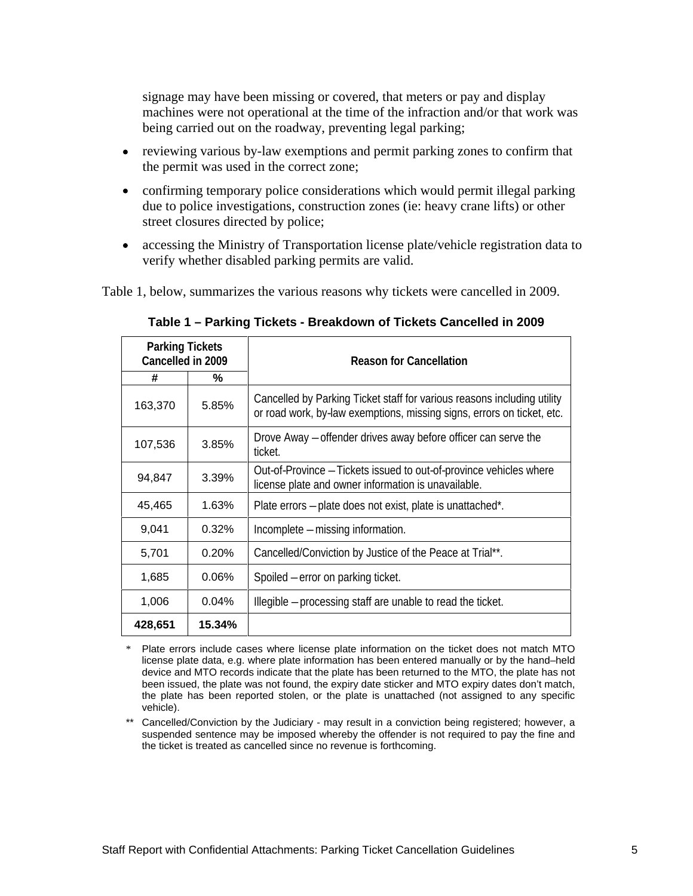signage may have been missing or covered, that meters or pay and display machines were not operational at the time of the infraction and/or that work was being carried out on the roadway, preventing legal parking;

- reviewing various by-law exemptions and permit parking zones to confirm that the permit was used in the correct zone;
- confirming temporary police considerations which would permit illegal parking due to police investigations, construction zones (ie: heavy crane lifts) or other street closures directed by police;
- accessing the Ministry of Transportation license plate/vehicle registration data to verify whether disabled parking permits are valid.

Table 1, below, summarizes the various reasons why tickets were cancelled in 2009.

**Table 1 – Parking Tickets - Breakdown of Tickets Cancelled in 2009**

| Parking Tickets Cancelled in 2009 | | Reason for Cancellation |
|---|---|---|
| # | % | |
| 163,370 | 5.85% | Cancelled by Parking Ticket staff for various reasons including utility or road work, by-law exemptions, missing signs, errors on ticket, etc. |
| 107,536 | 3.85% | Drove Away – offender drives away before officer can serve the ticket. |
| 94,847 | 3.39% | Out-of-Province – Tickets issued to out-of-province vehicles where license plate and owner information is unavailable. |
| 45,465 | 1.63% | Plate errors – plate does not exist, plate is unattached*. |
| 9,041 | 0.32% | Incomplete – missing information. |
| 5,701 | 0.20% | Cancelled/Conviction by Justice of the Peace at Trial**. |
| 1,685 | 0.06% | Spoiled – error on parking ticket. |
| 1,006 | 0.04% | Illegible – processing staff are unable to read the ticket. |
| **428,651** | **15.34%** | |

\* Plate errors include cases where license plate information on the ticket does not match MTO license plate data, e.g. where plate information has been entered manually or by the hand–held device and MTO records indicate that the plate has been returned to the MTO, the plate has not been issued, the plate was not found, the expiry date sticker and MTO expiry dates don't match, the plate has been reported stolen, or the plate is unattached (not assigned to any specific vehicle).

\*\* Cancelled/Conviction by the Judiciary - may result in a conviction being registered; however, a suspended sentence may be imposed whereby the offender is not required to pay the fine and the ticket is treated as cancelled since no revenue is forthcoming.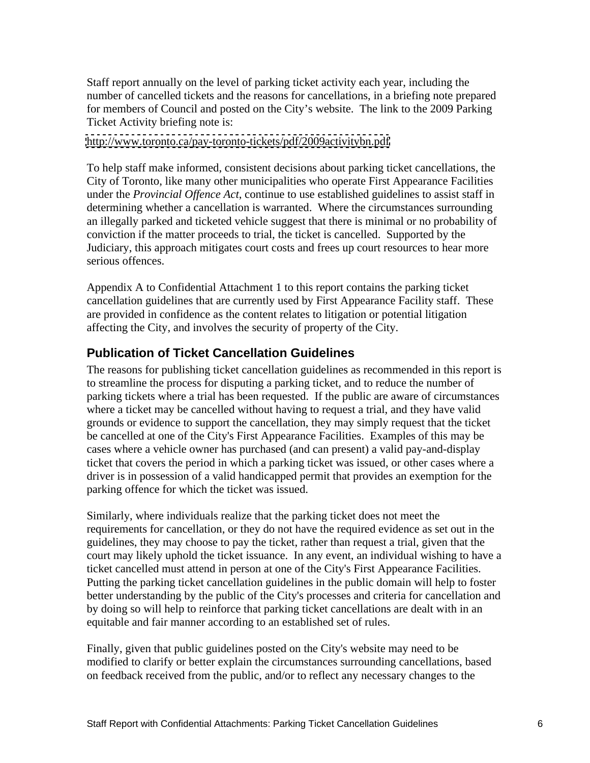Staff report annually on the level of parking ticket activity each year, including the number of cancelled tickets and the reasons for cancellations, in a briefing note prepared for members of Council and posted on the City's website. The link to the 2009 Parking Ticket Activity briefing note is:

http://www.toronto.ca/pay-toronto-tickets/pdf/2009activitybn.pdf

To help staff make informed, consistent decisions about parking ticket cancellations, the City of Toronto, like many other municipalities who operate First Appearance Facilities under the *Provincial Offence Act*, continue to use established guidelines to assist staff in determining whether a cancellation is warranted. Where the circumstances surrounding an illegally parked and ticketed vehicle suggest that there is minimal or no probability of conviction if the matter proceeds to trial, the ticket is cancelled. Supported by the Judiciary, this approach mitigates court costs and frees up court resources to hear more serious offences.

Appendix A to Confidential Attachment 1 to this report contains the parking ticket cancellation guidelines that are currently used by First Appearance Facility staff. These are provided in confidence as the content relates to litigation or potential litigation affecting the City, and involves the security of property of the City.

## Publication of Ticket Cancellation Guidelines

The reasons for publishing ticket cancellation guidelines as recommended in this report is to streamline the process for disputing a parking ticket, and to reduce the number of parking tickets where a trial has been requested. If the public are aware of circumstances where a ticket may be cancelled without having to request a trial, and they have valid grounds or evidence to support the cancellation, they may simply request that the ticket be cancelled at one of the City's First Appearance Facilities. Examples of this may be cases where a vehicle owner has purchased (and can present) a valid pay-and-display ticket that covers the period in which a parking ticket was issued, or other cases where a driver is in possession of a valid handicapped permit that provides an exemption for the parking offence for which the ticket was issued.

Similarly, where individuals realize that the parking ticket does not meet the requirements for cancellation, or they do not have the required evidence as set out in the guidelines, they may choose to pay the ticket, rather than request a trial, given that the court may likely uphold the ticket issuance. In any event, an individual wishing to have a ticket cancelled must attend in person at one of the City's First Appearance Facilities. Putting the parking ticket cancellation guidelines in the public domain will help to foster better understanding by the public of the City's processes and criteria for cancellation and by doing so will help to reinforce that parking ticket cancellations are dealt with in an equitable and fair manner according to an established set of rules.

Finally, given that public guidelines posted on the City's website may need to be modified to clarify or better explain the circumstances surrounding cancellations, based on feedback received from the public, and/or to reflect any necessary changes to the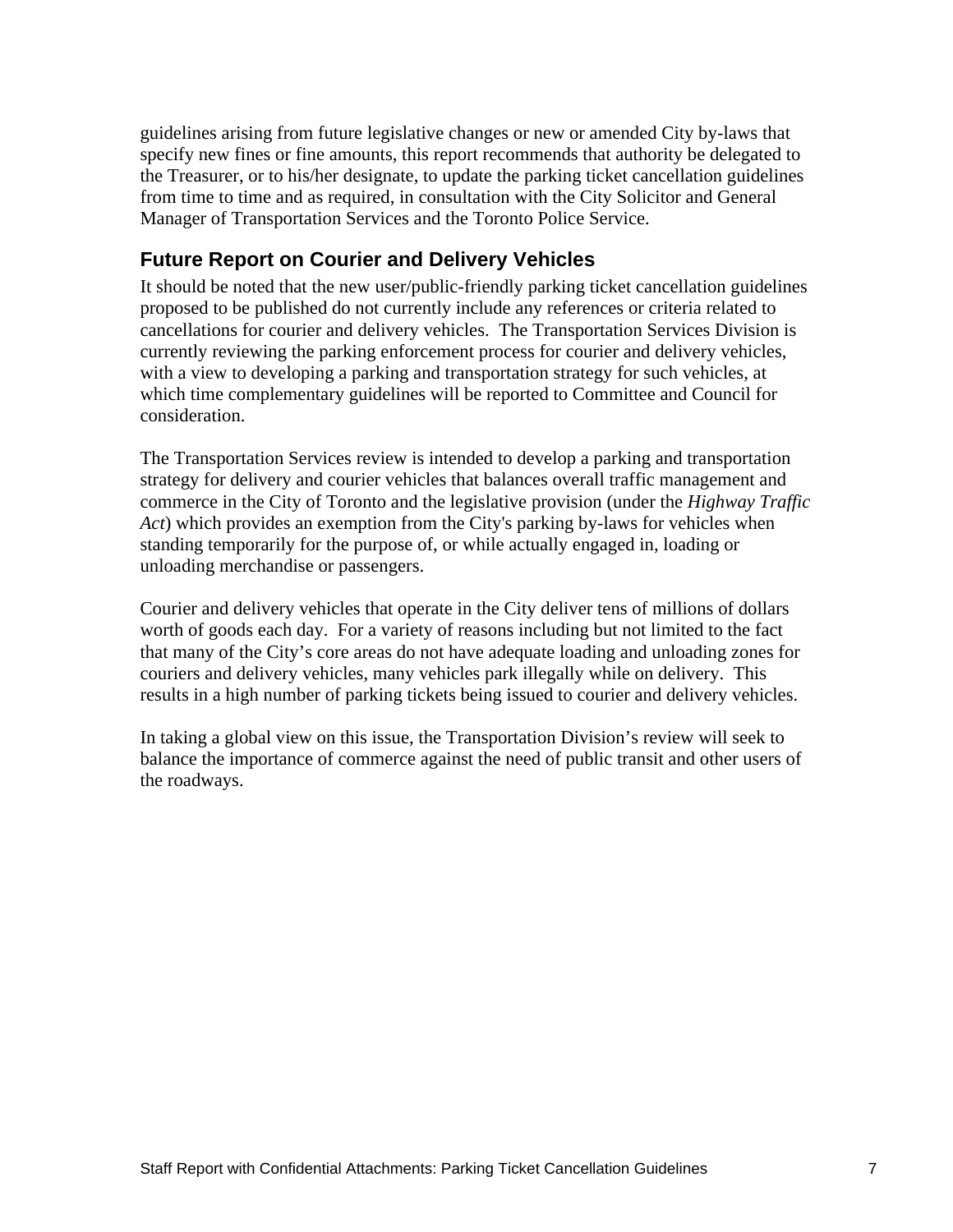guidelines arising from future legislative changes or new or amended City by-laws that specify new fines or fine amounts, this report recommends that authority be delegated to the Treasurer, or to his/her designate, to update the parking ticket cancellation guidelines from time to time and as required, in consultation with the City Solicitor and General Manager of Transportation Services and the Toronto Police Service.

## Future Report on Courier and Delivery Vehicles

It should be noted that the new user/public-friendly parking ticket cancellation guidelines proposed to be published do not currently include any references or criteria related to cancellations for courier and delivery vehicles. The Transportation Services Division is currently reviewing the parking enforcement process for courier and delivery vehicles, with a view to developing a parking and transportation strategy for such vehicles, at which time complementary guidelines will be reported to Committee and Council for consideration.

The Transportation Services review is intended to develop a parking and transportation strategy for delivery and courier vehicles that balances overall traffic management and commerce in the City of Toronto and the legislative provision (under the *Highway Traffic Act*) which provides an exemption from the City's parking by-laws for vehicles when standing temporarily for the purpose of, or while actually engaged in, loading or unloading merchandise or passengers.

Courier and delivery vehicles that operate in the City deliver tens of millions of dollars worth of goods each day. For a variety of reasons including but not limited to the fact that many of the City's core areas do not have adequate loading and unloading zones for couriers and delivery vehicles, many vehicles park illegally while on delivery. This results in a high number of parking tickets being issued to courier and delivery vehicles.

In taking a global view on this issue, the Transportation Division's review will seek to balance the importance of commerce against the need of public transit and other users of the roadways.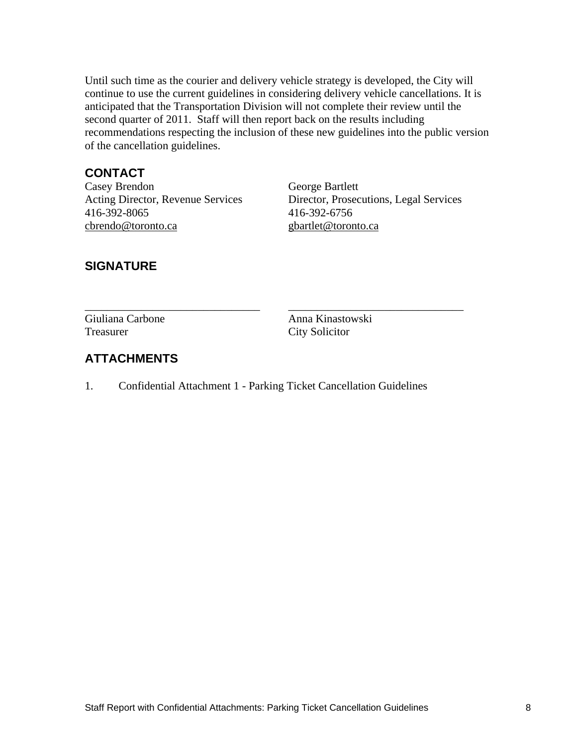Until such time as the courier and delivery vehicle strategy is developed, the City will continue to use the current guidelines in considering delivery vehicle cancellations. It is anticipated that the Transportation Division will not complete their review until the second quarter of 2011. Staff will then report back on the results including recommendations respecting the inclusion of these new guidelines into the public version of the cancellation guidelines.

## CONTACT

Casey Brendon
Acting Director, Revenue Services
416-392-8065
cbrendo@toronto.ca

George Bartlett
Director, Prosecutions, Legal Services
416-392-6756
gbartlet@toronto.ca

## SIGNATURE

_______________________________
Giuliana Carbone
Treasurer

_______________________________
Anna Kinastowski
City Solicitor

## ATTACHMENTS

1. Confidential Attachment 1 - Parking Ticket Cancellation Guidelines